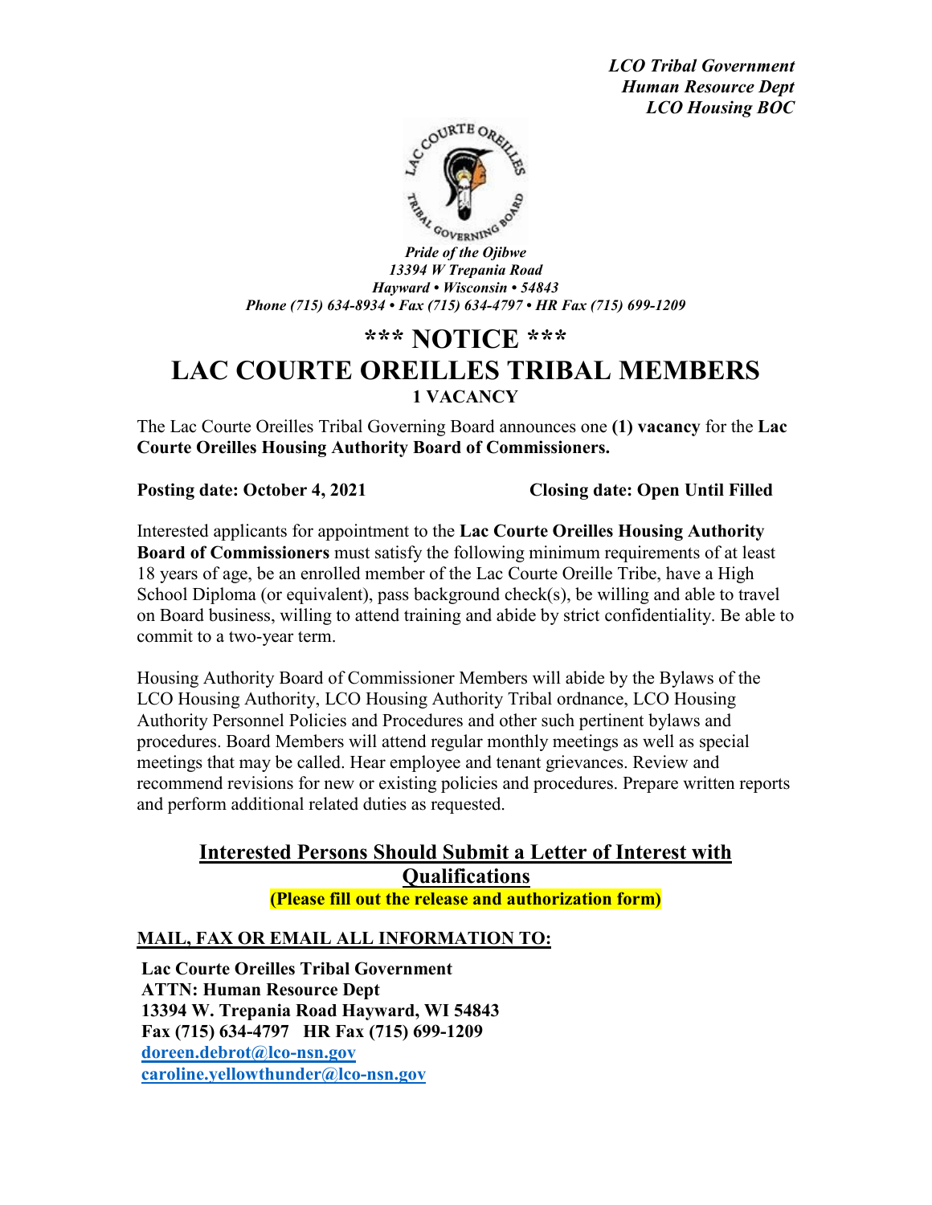*LCO Tribal Government*
*Human Resource Dept*
*LCO Housing BOC*

*Pride of the Ojibwe*
*13394 W Trepania Road*
*Hayward • Wisconsin • 54843*
*Phone (715) 634-8934 • Fax (715) 634-4797 • HR Fax (715) 699-1209*

# \*\*\* NOTICE \*\*\*

# LAC COURTE OREILLES TRIBAL MEMBERS

### 1 VACANCY

The Lac Courte Oreilles Tribal Governing Board announces one **(1) vacancy** for the **Lac Courte Oreilles Housing Authority Board of Commissioners.**

**Posting date: October 4, 2021** **Closing date: Open Until Filled**

Interested applicants for appointment to the **Lac Courte Oreilles Housing Authority Board of Commissioners** must satisfy the following minimum requirements of at least 18 years of age, be an enrolled member of the Lac Courte Oreille Tribe, have a High School Diploma (or equivalent), pass background check(s), be willing and able to travel on Board business, willing to attend training and abide by strict confidentiality. Be able to commit to a two-year term.

Housing Authority Board of Commissioner Members will abide by the Bylaws of the LCO Housing Authority, LCO Housing Authority Tribal ordnance, LCO Housing Authority Personnel Policies and Procedures and other such pertinent bylaws and procedures. Board Members will attend regular monthly meetings as well as special meetings that may be called. Hear employee and tenant grievances. Review and recommend revisions for new or existing policies and procedures. Prepare written reports and perform additional related duties as requested.

**Interested Persons Should Submit a Letter of Interest with Qualifications**

**(Please fill out the release and authorization form)**

**MAIL, FAX OR EMAIL ALL INFORMATION TO:**

**Lac Courte Oreilles Tribal Government**
**ATTN: Human Resource Dept**
**13394 W. Trepania Road Hayward, WI 54843**
**Fax (715) 634-4797 HR Fax (715) 699-1209**
**doreen.debrot@lco-nsn.gov**
**caroline.yellowthunder@lco-nsn.gov**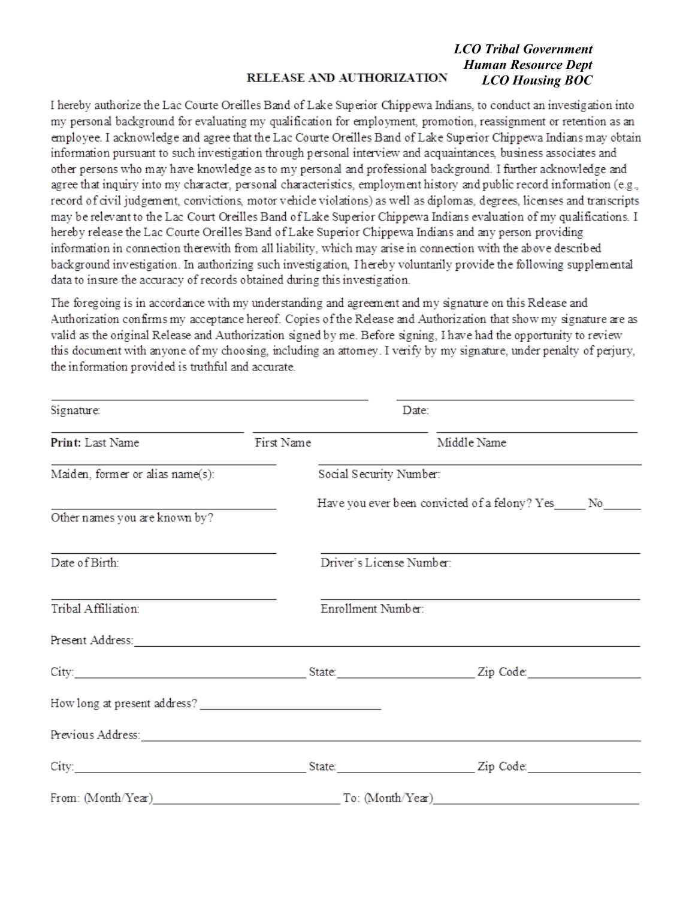*LCO Tribal Government*
*Human Resource Dept*
*LCO Housing BOC*

## RELEASE AND AUTHORIZATION

I hereby authorize the Lac Courte Oreilles Band of Lake Superior Chippewa Indians, to conduct an investigation into my personal background for evaluating my qualification for employment, promotion, reassignment or retention as an employee. I acknowledge and agree that the Lac Courte Oreilles Band of Lake Superior Chippewa Indians may obtain information pursuant to such investigation through personal interview and acquaintances, business associates and other persons who may have knowledge as to my personal and professional background. I further acknowledge and agree that inquiry into my character, personal characteristics, employment history and public record information (e.g., record of civil judgement, convictions, motor vehicle violations) as well as diplomas, degrees, licenses and transcripts may be relevant to the Lac Court Oreilles Band of Lake Superior Chippewa Indians evaluation of my qualifications. I hereby release the Lac Courte Oreilles Band of Lake Superior Chippewa Indians and any person providing information in connection therewith from all liability, which may arise in connection with the above described background investigation. In authorizing such investigation, I hereby voluntarily provide the following supplemental data to insure the accuracy of records obtained during this investigation.

The foregoing is in accordance with my understanding and agreement and my signature on this Release and Authorization confirms my acceptance hereof. Copies of the Release and Authorization that show my signature are as valid as the original Release and Authorization signed by me. Before signing, I have had the opportunity to review this document with anyone of my choosing, including an attorney. I verify by my signature, under penalty of perjury, the information provided is truthful and accurate.

______________________________ ______________________

Signature: Date:

______________________ ______________________ ______________________

**Print:** Last Name First Name Middle Name

______________________ ______________________

Maiden, former or alias name(s): Social Security Number:

______________________ Have you ever been convicted of a felony? Yes_____ No______

Other names you are known by?

______________________ ______________________

Date of Birth: Driver's License Number:

______________________ ______________________

Tribal Affiliation: Enrollment Number:

Present Address:________________________________________________

City:______________________ State:______________ Zip Code:______________

How long at present address? ______________________

Previous Address:________________________________________________

City:______________________ State:______________ Zip Code:______________

From: (Month/Year)______________________ To: (Month/Year)______________________